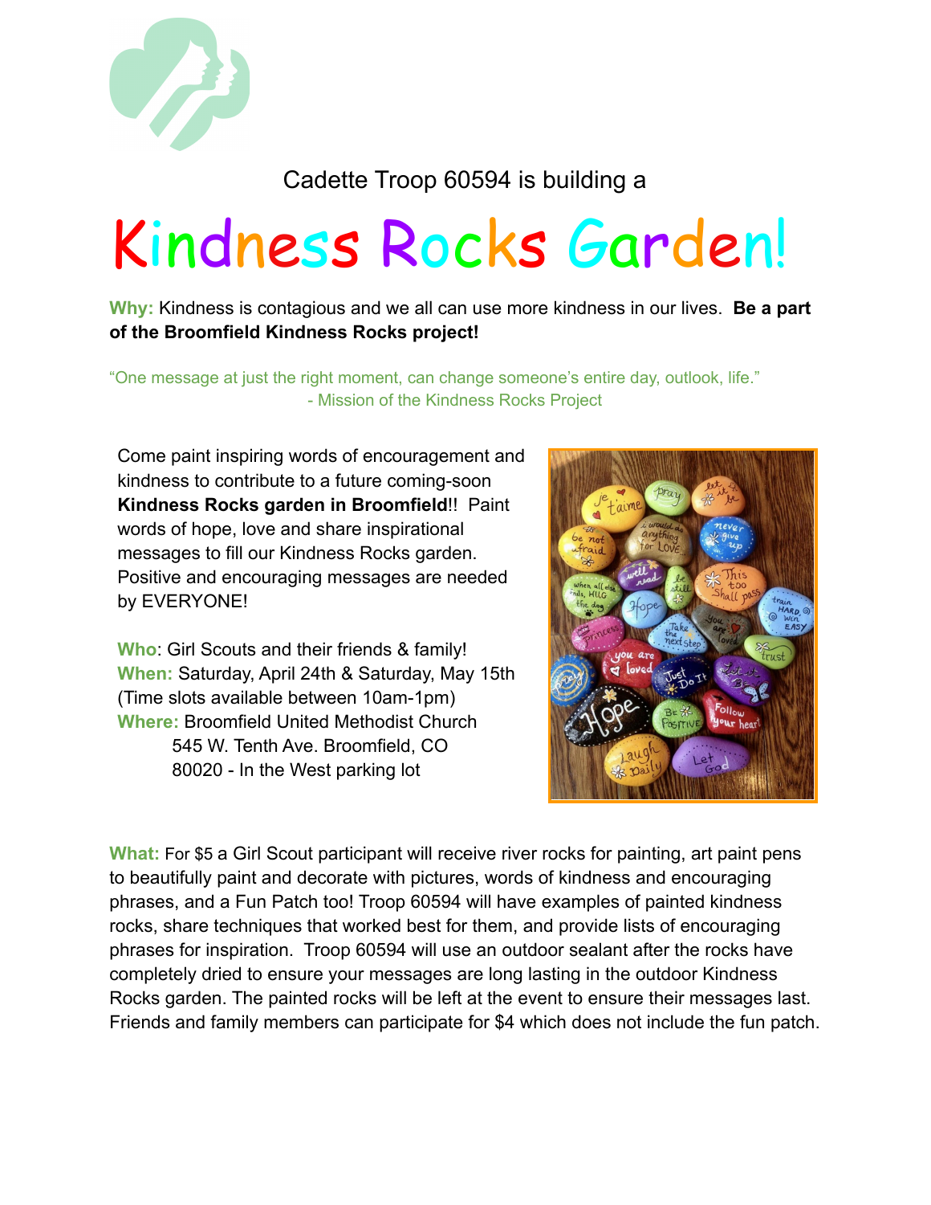Cadette Troop 60594 is building a

# Kindness Rocks Garden!

**Why:** Kindness is contagious and we all can use more kindness in our lives. **Be a part of the Broomfield Kindness Rocks project!**

"One message at just the right moment, can change someone's entire day, outlook, life."
- Mission of the Kindness Rocks Project

Come paint inspiring words of encouragement and kindness to contribute to a future coming-soon **Kindness Rocks garden in Broomfield**!! Paint words of hope, love and share inspirational messages to fill our Kindness Rocks garden. Positive and encouraging messages are needed by EVERYONE!

**Who**: Girl Scouts and their friends & family!
**When:** Saturday, April 24th & Saturday, May 15th (Time slots available between 10am-1pm)
**Where:** Broomfield United Methodist Church
545 W. Tenth Ave. Broomfield, CO
80020 - In the West parking lot

**What:** For $5 a Girl Scout participant will receive river rocks for painting, art paint pens to beautifully paint and decorate with pictures, words of kindness and encouraging phrases, and a Fun Patch too! Troop 60594 will have examples of painted kindness rocks, share techniques that worked best for them, and provide lists of encouraging phrases for inspiration. Troop 60594 will use an outdoor sealant after the rocks have completely dried to ensure your messages are long lasting in the outdoor Kindness Rocks garden. The painted rocks will be left at the event to ensure their messages last. Friends and family members can participate for $4 which does not include the fun patch.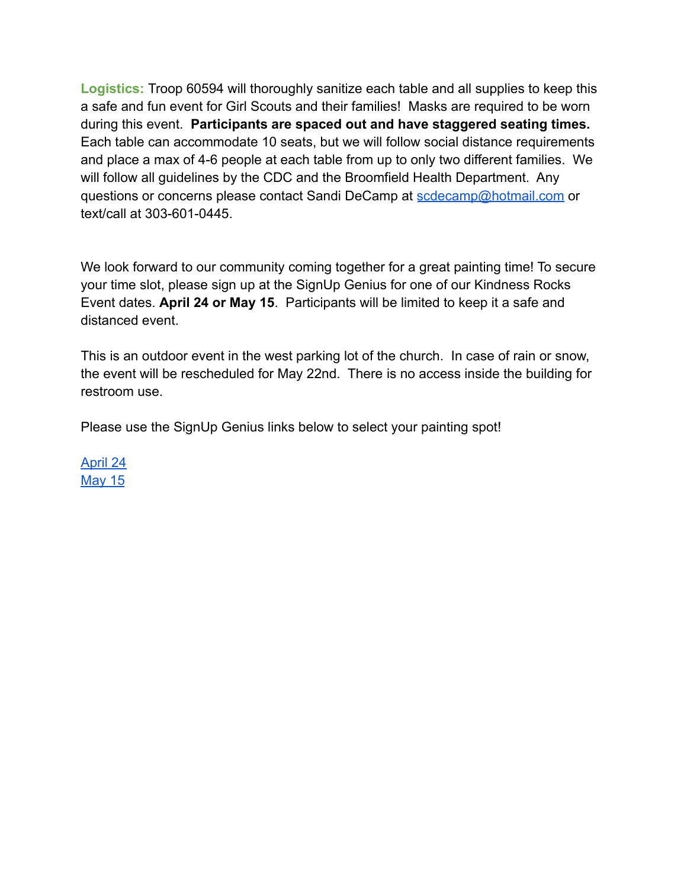**Logistics:** Troop 60594 will thoroughly sanitize each table and all supplies to keep this a safe and fun event for Girl Scouts and their families! Masks are required to be worn during this event. **Participants are spaced out and have staggered seating times.** Each table can accommodate 10 seats, but we will follow social distance requirements and place a max of 4-6 people at each table from up to only two different families. We will follow all guidelines by the CDC and the Broomfield Health Department. Any questions or concerns please contact Sandi DeCamp at scdecamp@hotmail.com or text/call at 303-601-0445.

We look forward to our community coming together for a great painting time! To secure your time slot, please sign up at the SignUp Genius for one of our Kindness Rocks Event dates. **April 24 or May 15**. Participants will be limited to keep it a safe and distanced event.

This is an outdoor event in the west parking lot of the church. In case of rain or snow, the event will be rescheduled for May 22nd. There is no access inside the building for restroom use.

Please use the SignUp Genius links below to select your painting spot!

April 24
May 15